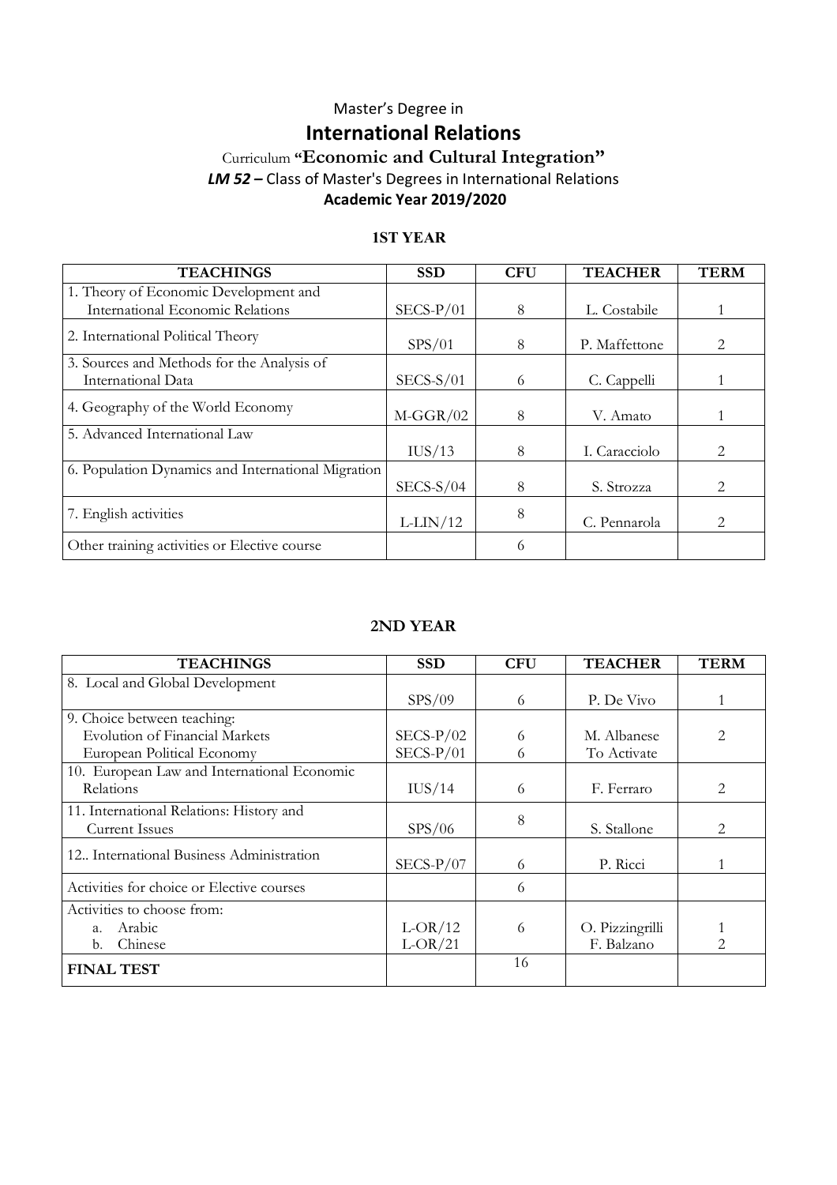Master's Degree in

# International Relations

Curriculum **"Economic and Cultural Integration"**

***LM 52*** **–** Class of Master's Degrees in International Relations

**Academic Year 2019/2020**

## 1ST YEAR

| TEACHINGS | SSD | CFU | TEACHER | TERM |
|---|---|---|---|---|
| 1. Theory of Economic Development and International Economic Relations | SECS-P/01 | 8 | L. Costabile | 1 |
| 2. International Political Theory | SPS/01 | 8 | P. Maffettone | 2 |
| 3. Sources and Methods for the Analysis of International Data | SECS-S/01 | 6 | C. Cappelli | 1 |
| 4. Geography of the World Economy | M-GGR/02 | 8 | V. Amato | 1 |
| 5. Advanced International Law | IUS/13 | 8 | I. Caracciolo | 2 |
| 6. Population Dynamics and International Migration | SECS-S/04 | 8 | S. Strozza | 2 |
| 7. English activities | L-LIN/12 | 8 | C. Pennarola | 2 |
| Other training activities or Elective course | | 6 | | |

## 2ND YEAR

| TEACHINGS | SSD | CFU | TEACHER | TERM |
|---|---|---|---|---|
| 8. Local and Global Development | SPS/09 | 6 | P. De Vivo | 1 |
| 9. Choice between teaching:<br>Evolution of Financial Markets<br>European Political Economy | <br>SECS-P/02<br>SECS-P/01 | <br>6<br>6 | <br>M. Albanese<br>To Activate | 2 |
| 10. European Law and International Economic Relations | IUS/14 | 6 | F. Ferraro | 2 |
| 11. International Relations: History and Current Issues | SPS/06 | 8 | S. Stallone | 2 |
| 12.. International Business Administration | SECS-P/07 | 6 | P. Ricci | 1 |
| Activities for choice or Elective courses | | 6 | | |
| Activities to choose from:<br>a. Arabic<br>b. Chinese | <br>L-OR/12<br>L-OR/21 | 6 | <br>O. Pizzingrilli<br>F. Balzano | <br>1<br>2 |
| **FINAL TEST** | | 16 | | |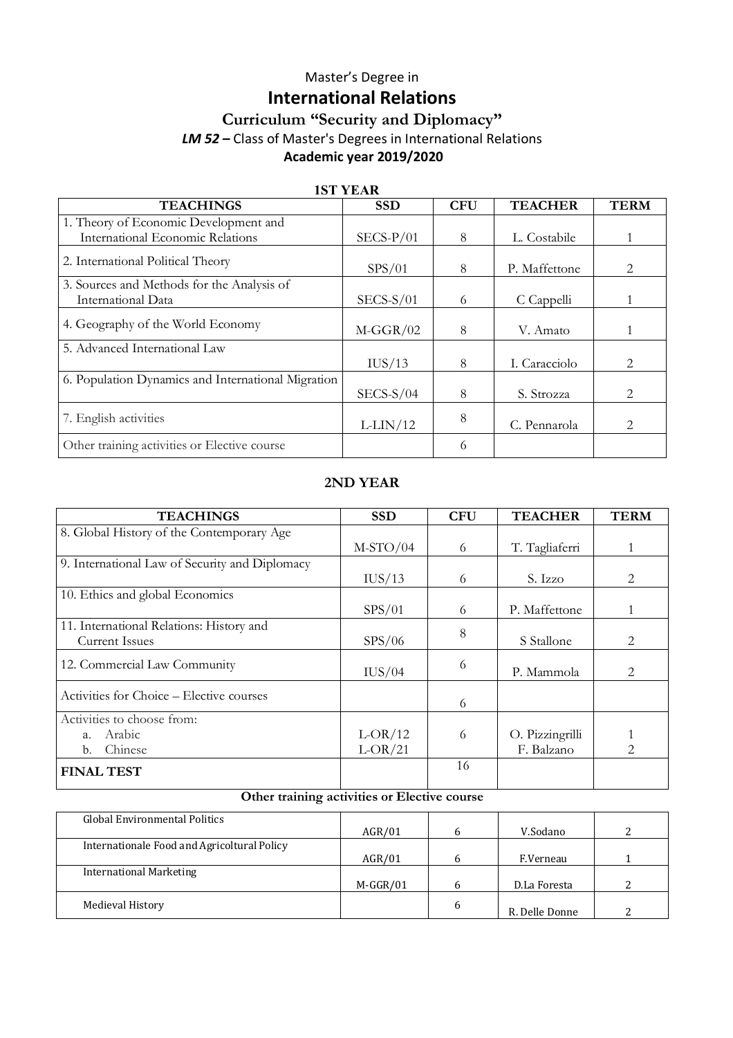Master's Degree in

# International Relations

## Curriculum "Security and Diplomacy"

***LM 52 –*** Class of Master's Degrees in International Relations

**Academic year 2019/2020**

**1ST YEAR**

| TEACHINGS | SSD | CFU | TEACHER | TERM |
|---|---|---|---|---|
| 1. Theory of Economic Development and International Economic Relations | SECS-P/01 | 8 | L. Costabile | 1 |
| 2. International Political Theory | SPS/01 | 8 | P. Maffettone | 2 |
| 3. Sources and Methods for the Analysis of International Data | SECS-S/01 | 6 | C Cappelli | 1 |
| 4. Geography of the World Economy | M-GGR/02 | 8 | V. Amato | 1 |
| 5. Advanced International Law | IUS/13 | 8 | I. Caracciolo | 2 |
| 6. Population Dynamics and International Migration | SECS-S/04 | 8 | S. Strozza | 2 |
| 7. English activities | L-LIN/12 | 8 | C. Pennarola | 2 |
| Other training activities or Elective course | | 6 | | |

**2ND YEAR**

| TEACHINGS | SSD | CFU | TEACHER | TERM |
|---|---|---|---|---|
| 8. Global History of the Contemporary Age | M-STO/04 | 6 | T. Tagliaferri | 1 |
| 9. International Law of Security and Diplomacy | IUS/13 | 6 | S. Izzo | 2 |
| 10. Ethics and global Economics | SPS/01 | 6 | P. Maffettone | 1 |
| 11. International Relations: History and Current Issues | SPS/06 | 8 | S Stallone | 2 |
| 12. Commercial Law Community | IUS/04 | 6 | P. Mammola | 2 |
| Activities for Choice – Elective courses | | 6 | | |
| Activities to choose from: a. Arabic b. Chinese | L-OR/12 L-OR/21 | 6 | O. Pizzingrilli F. Balzano | 1 2 |
| **FINAL TEST** | | 16 | | |

**Other training activities or Elective course**

| | | | | |
|---|---|---|---|---|
| Global Environmental Politics | AGR/01 | 6 | V.Sodano | 2 |
| Internationale Food and Agricoltural Policy | AGR/01 | 6 | F.Verneau | 1 |
| International Marketing | M-GGR/01 | 6 | D.La Foresta | 2 |
| Medieval History | | 6 | R. Delle Donne | 2 |